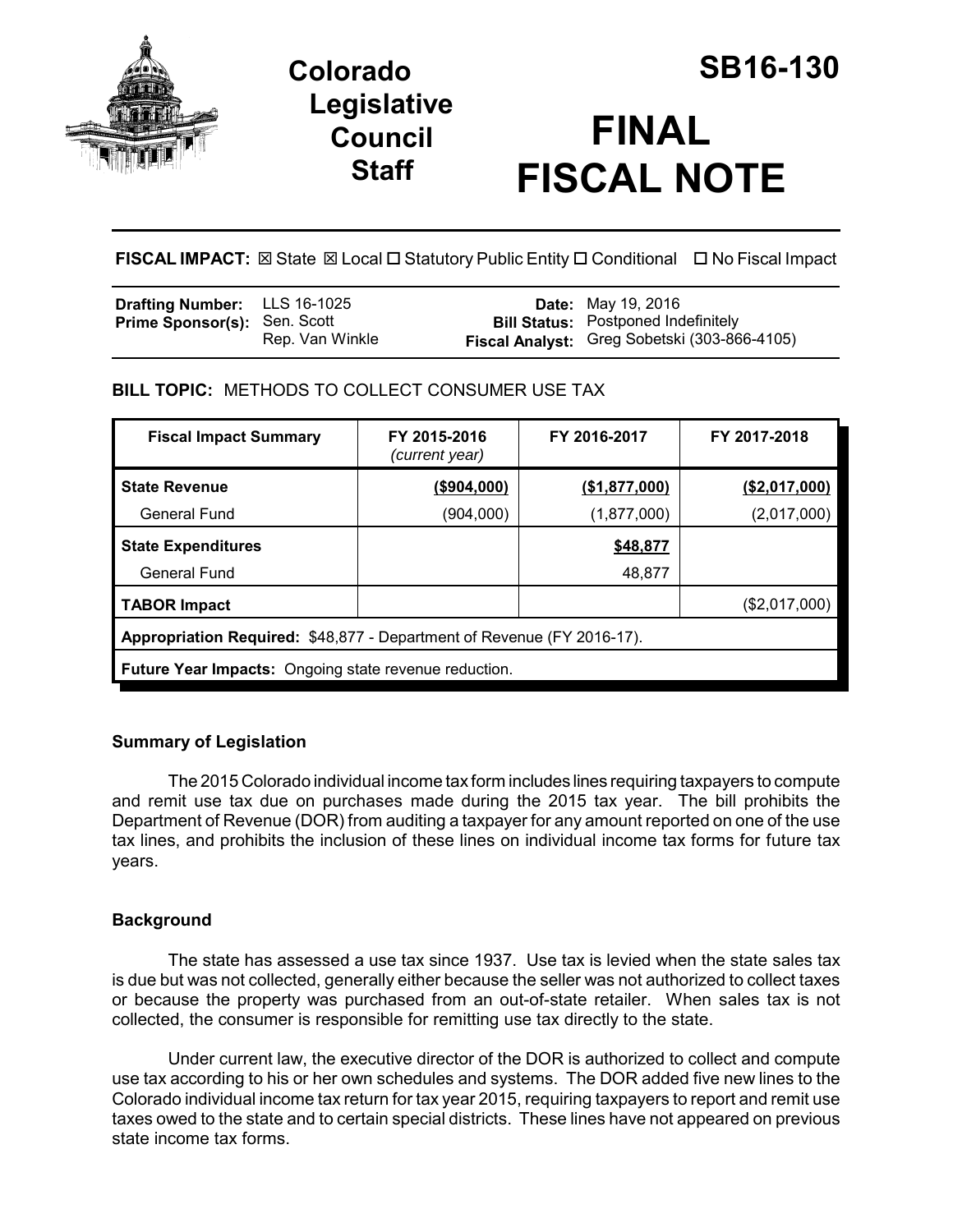# Colorado Legislative Council Staff

# SB16-130

# FINAL FISCAL NOTE

**FISCAL IMPACT:** ☒ State ☒ Local ☐ Statutory Public Entity ☐ Conditional ☐ No Fiscal Impact

| | | | |
|---|---|---|---|
| **Drafting Number:** | LLS 16-1025 | **Date:** | May 19, 2016 |
| **Prime Sponsor(s):** | Sen. Scott<br>Rep. Van Winkle | **Bill Status:** | Postponed Indefinitely |
| | | **Fiscal Analyst:** | Greg Sobetski (303-866-4105) |

**BILL TOPIC:** METHODS TO COLLECT CONSUMER USE TAX

| Fiscal Impact Summary | FY 2015-2016 *(current year)* | FY 2016-2017 | FY 2017-2018 |
|---|---|---|---|
| **State Revenue** | **($904,000)** | **($1,877,000)** | **($2,017,000)** |
| General Fund | (904,000) | (1,877,000) | (2,017,000) |
| **State Expenditures** | | **$48,877** | |
| General Fund | | 48,877 | |
| **TABOR Impact** | | | ($2,017,000) |
| **Appropriation Required:** $48,877 - Department of Revenue (FY 2016-17). | | | |
| **Future Year Impacts:** Ongoing state revenue reduction. | | | |

### Summary of Legislation

The 2015 Colorado individual income tax form includes lines requiring taxpayers to compute and remit use tax due on purchases made during the 2015 tax year. The bill prohibits the Department of Revenue (DOR) from auditing a taxpayer for any amount reported on one of the use tax lines, and prohibits the inclusion of these lines on individual income tax forms for future tax years.

### Background

The state has assessed a use tax since 1937. Use tax is levied when the state sales tax is due but was not collected, generally either because the seller was not authorized to collect taxes or because the property was purchased from an out-of-state retailer. When sales tax is not collected, the consumer is responsible for remitting use tax directly to the state.

Under current law, the executive director of the DOR is authorized to collect and compute use tax according to his or her own schedules and systems. The DOR added five new lines to the Colorado individual income tax return for tax year 2015, requiring taxpayers to report and remit use taxes owed to the state and to certain special districts. These lines have not appeared on previous state income tax forms.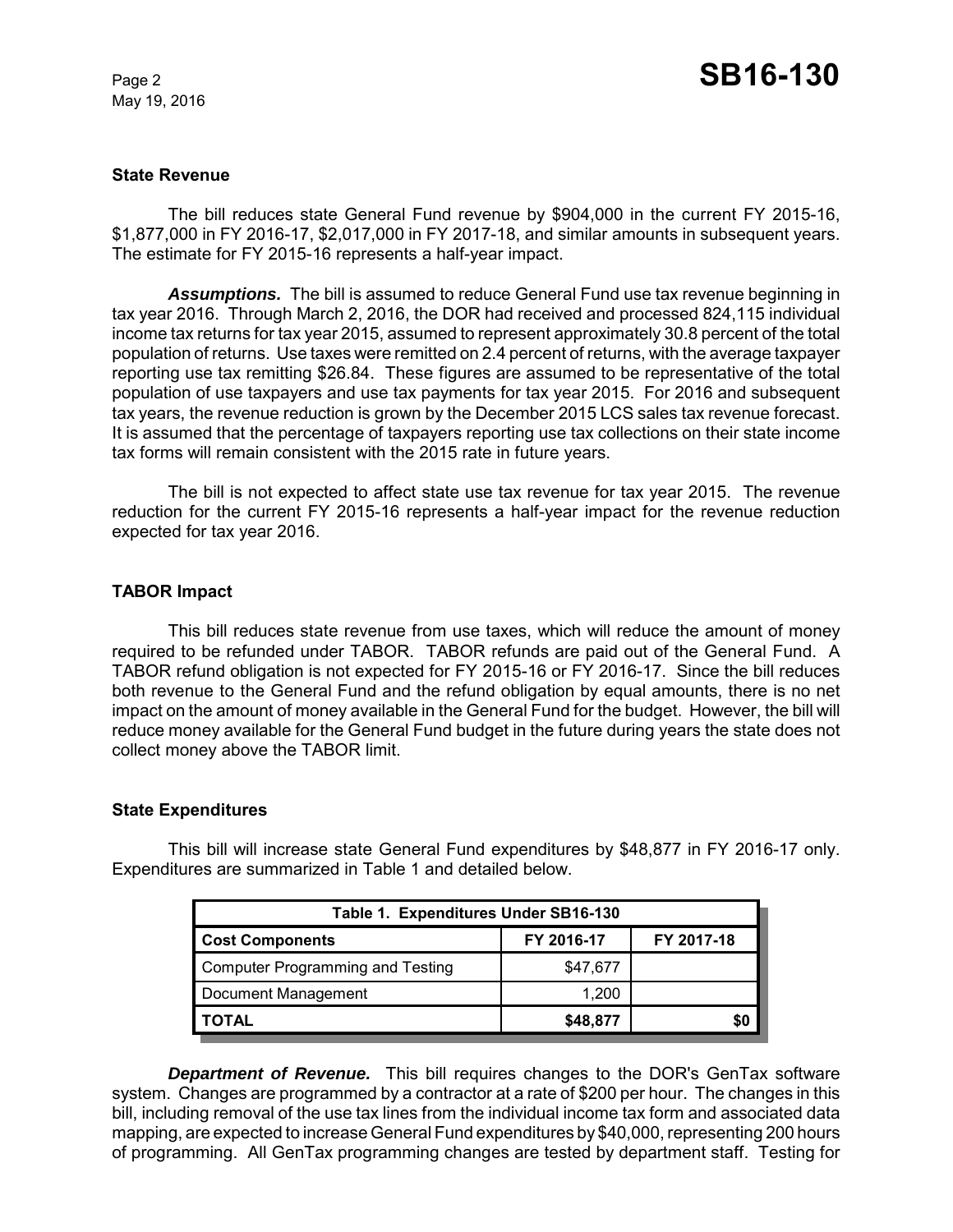### State Revenue

The bill reduces state General Fund revenue by $904,000 in the current FY 2015-16, $1,877,000 in FY 2016-17, $2,017,000 in FY 2017-18, and similar amounts in subsequent years. The estimate for FY 2015-16 represents a half-year impact.

***Assumptions.*** The bill is assumed to reduce General Fund use tax revenue beginning in tax year 2016. Through March 2, 2016, the DOR had received and processed 824,115 individual income tax returns for tax year 2015, assumed to represent approximately 30.8 percent of the total population of returns. Use taxes were remitted on 2.4 percent of returns, with the average taxpayer reporting use tax remitting $26.84. These figures are assumed to be representative of the total population of use taxpayers and use tax payments for tax year 2015. For 2016 and subsequent tax years, the revenue reduction is grown by the December 2015 LCS sales tax revenue forecast. It is assumed that the percentage of taxpayers reporting use tax collections on their state income tax forms will remain consistent with the 2015 rate in future years.

The bill is not expected to affect state use tax revenue for tax year 2015. The revenue reduction for the current FY 2015-16 represents a half-year impact for the revenue reduction expected for tax year 2016.

### TABOR Impact

This bill reduces state revenue from use taxes, which will reduce the amount of money required to be refunded under TABOR. TABOR refunds are paid out of the General Fund. A TABOR refund obligation is not expected for FY 2015-16 or FY 2016-17. Since the bill reduces both revenue to the General Fund and the refund obligation by equal amounts, there is no net impact on the amount of money available in the General Fund for the budget. However, the bill will reduce money available for the General Fund budget in the future during years the state does not collect money above the TABOR limit.

### State Expenditures

This bill will increase state General Fund expenditures by $48,877 in FY 2016-17 only. Expenditures are summarized in Table 1 and detailed below.

| Table 1. Expenditures Under SB16-130 | | |
|---|---|---|
| **Cost Components** | **FY 2016-17** | **FY 2017-18** |
| Computer Programming and Testing | $47,677 | |
| Document Management | 1,200 | |
| **TOTAL** | **$48,877** | **$0** |

***Department of Revenue.*** This bill requires changes to the DOR's GenTax software system. Changes are programmed by a contractor at a rate of $200 per hour. The changes in this bill, including removal of the use tax lines from the individual income tax form and associated data mapping, are expected to increase General Fund expenditures by $40,000, representing 200 hours of programming. All GenTax programming changes are tested by department staff. Testing for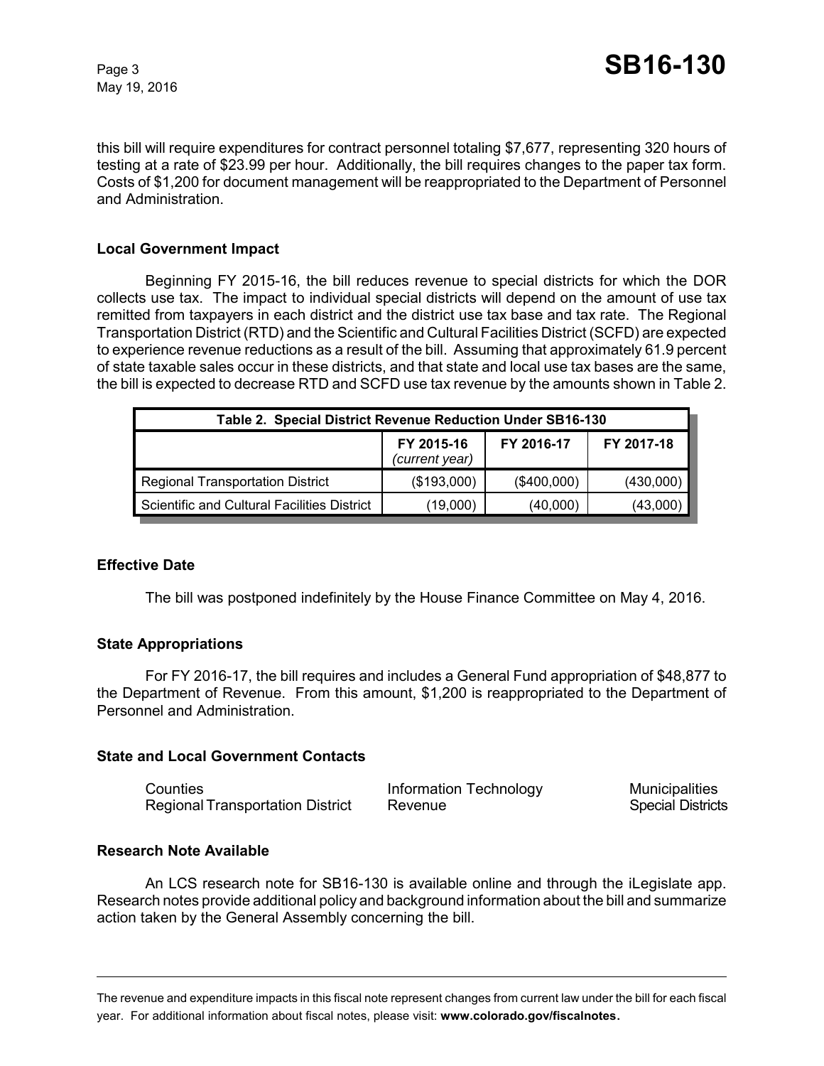this bill will require expenditures for contract personnel totaling $7,677, representing 320 hours of testing at a rate of $23.99 per hour. Additionally, the bill requires changes to the paper tax form. Costs of $1,200 for document management will be reappropriated to the Department of Personnel and Administration.

## Local Government Impact

Beginning FY 2015-16, the bill reduces revenue to special districts for which the DOR collects use tax. The impact to individual special districts will depend on the amount of use tax remitted from taxpayers in each district and the district use tax base and tax rate. The Regional Transportation District (RTD) and the Scientific and Cultural Facilities District (SCFD) are expected to experience revenue reductions as a result of the bill. Assuming that approximately 61.9 percent of state taxable sales occur in these districts, and that state and local use tax bases are the same, the bill is expected to decrease RTD and SCFD use tax revenue by the amounts shown in Table 2.

| Table 2. Special District Revenue Reduction Under SB16-130 | | | |
|---|---|---|---|
| | FY 2015-16 *(current year)* | FY 2016-17 | FY 2017-18 |
| Regional Transportation District | ($193,000) | ($400,000) | (430,000) |
| Scientific and Cultural Facilities District | (19,000) | (40,000) | (43,000) |

## Effective Date

The bill was postponed indefinitely by the House Finance Committee on May 4, 2016.

## State Appropriations

For FY 2016-17, the bill requires and includes a General Fund appropriation of $48,877 to the Department of Revenue. From this amount, $1,200 is reappropriated to the Department of Personnel and Administration.

## State and Local Government Contacts

Counties
Information Technology
Municipalities
Regional Transportation District
Revenue
Special Districts

## Research Note Available

An LCS research note for SB16-130 is available online and through the iLegislate app. Research notes provide additional policy and background information about the bill and summarize action taken by the General Assembly concerning the bill.

---

The revenue and expenditure impacts in this fiscal note represent changes from current law under the bill for each fiscal year. For additional information about fiscal notes, please visit: **www.colorado.gov/fiscalnotes.**